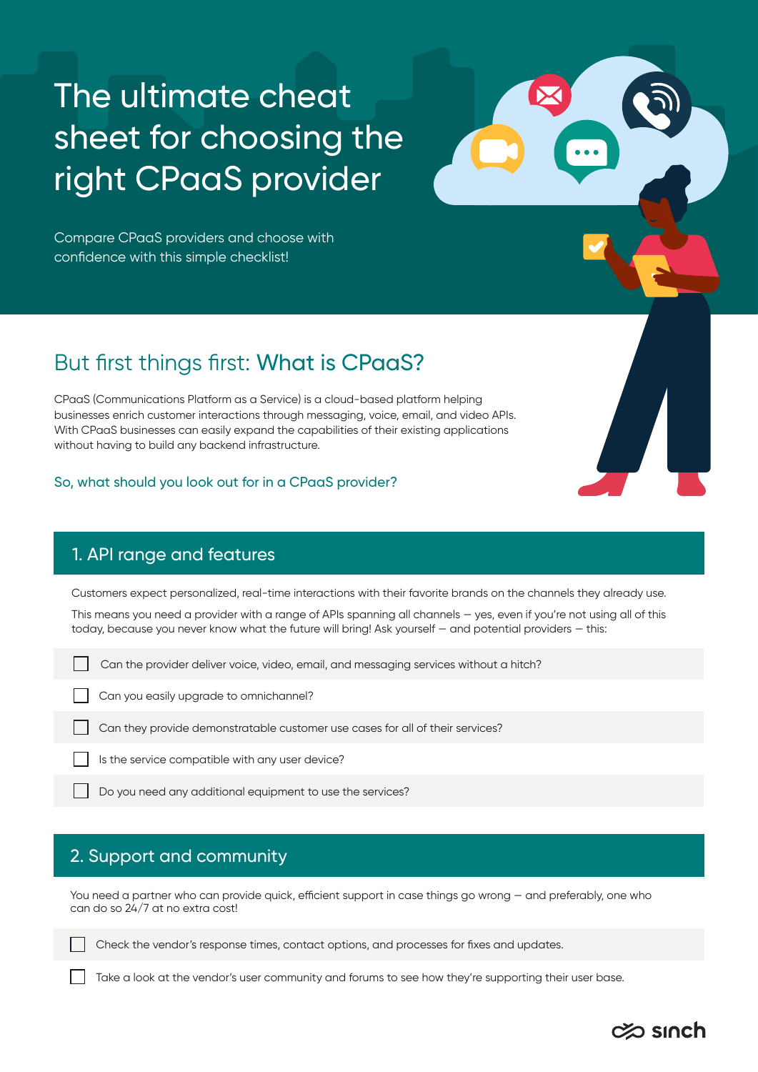# The ultimate cheat sheet for choosing the right CPaaS provider

Compare CPaaS providers and choose with confidence with this simple checklist!

## But first things first: What is CPaaS?

CPaaS (Communications Platform as a Service) is a cloud-based platform helping businesses enrich customer interactions through messaging, voice, email, and video APIs. With CPaaS businesses can easily expand the capabilities of their existing applications without having to build any backend infrastructure.

So, what should you look out for in a CPaaS provider?

## 1. API range and features

Customers expect personalized, real-time interactions with their favorite brands on the channels they already use.

This means you need a provider with a range of APIs spanning all channels — yes, even if you're not using all of this today, because you never know what the future will bring! Ask yourself — and potential providers — this:

- [ ] Can the provider deliver voice, video, email, and messaging services without a hitch?
- [ ] Can you easily upgrade to omnichannel?
- [ ] Can they provide demonstratable customer use cases for all of their services?
- [ ] Is the service compatible with any user device?
- [ ] Do you need any additional equipment to use the services?

## 2. Support and community

You need a partner who can provide quick, efficient support in case things go wrong — and preferably, one who can do so 24/7 at no extra cost!

- [ ] Check the vendor's response times, contact options, and processes for fixes and updates.
- [ ] Take a look at the vendor's user community and forums to see how they're supporting their user base.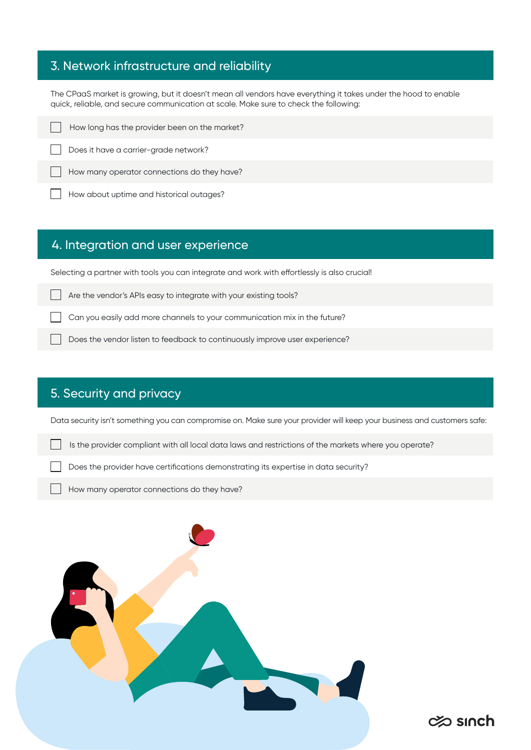## 3. Network infrastructure and reliability

The CPaaS market is growing, but it doesn't mean all vendors have everything it takes under the hood to enable quick, reliable, and secure communication at scale. Make sure to check the following:

- [ ] How long has the provider been on the market?
- [ ] Does it have a carrier-grade network?
- [ ] How many operator connections do they have?
- [ ] How about uptime and historical outages?

## 4. Integration and user experience

Selecting a partner with tools you can integrate and work with effortlessly is also crucial!

- [ ] Are the vendor's APIs easy to integrate with your existing tools?
- [ ] Can you easily add more channels to your communication mix in the future?
- [ ] Does the vendor listen to feedback to continuously improve user experience?

## 5. Security and privacy

Data security isn't something you can compromise on. Make sure your provider will keep your business and customers safe:

- [ ] Is the provider compliant with all local data laws and restrictions of the markets where you operate?
- [ ] Does the provider have certifications demonstrating its expertise in data security?
- [ ] How many operator connections do they have?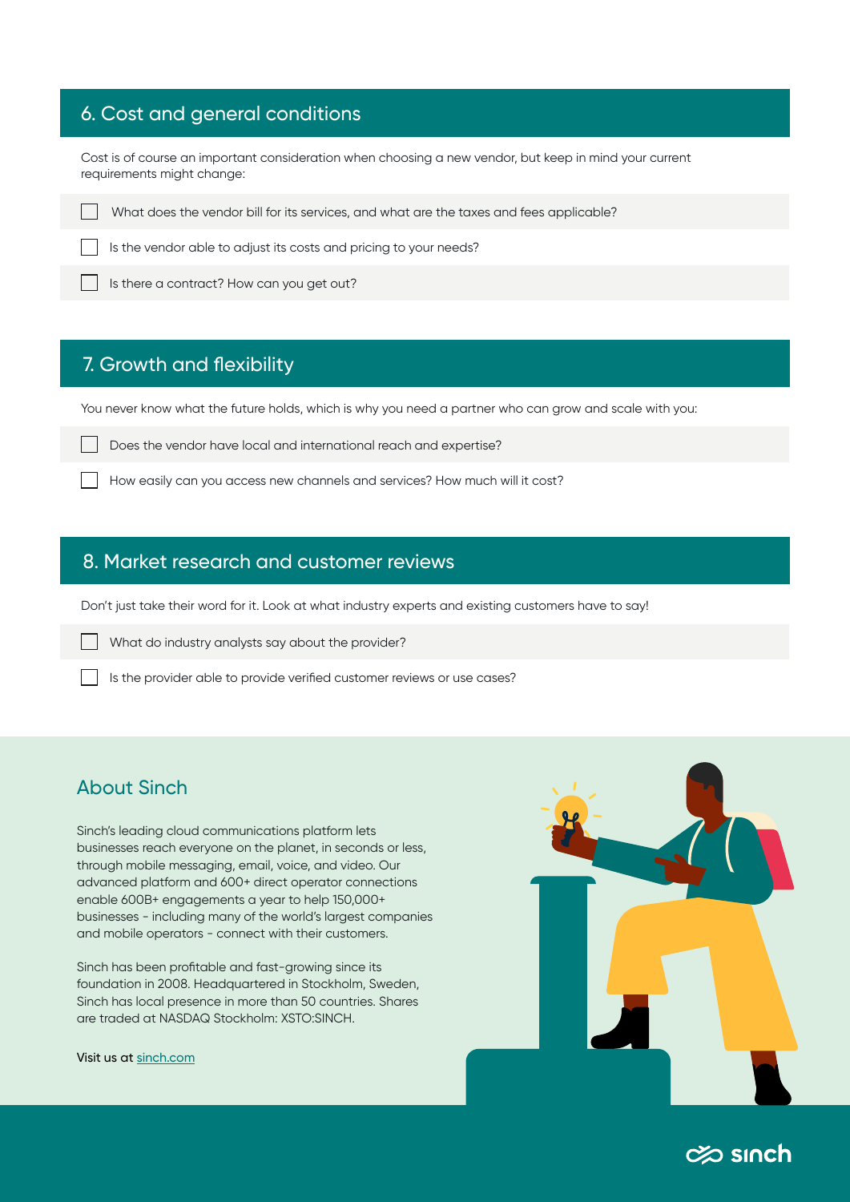## 6. Cost and general conditions

Cost is of course an important consideration when choosing a new vendor, but keep in mind your current requirements might change:

- [ ] What does the vendor bill for its services, and what are the taxes and fees applicable?
- [ ] Is the vendor able to adjust its costs and pricing to your needs?
- [ ] Is there a contract? How can you get out?

## 7. Growth and flexibility

You never know what the future holds, which is why you need a partner who can grow and scale with you:

- [ ] Does the vendor have local and international reach and expertise?
- [ ] How easily can you access new channels and services? How much will it cost?

## 8. Market research and customer reviews

Don't just take their word for it. Look at what industry experts and existing customers have to say!

- [ ] What do industry analysts say about the provider?
- [ ] Is the provider able to provide verified customer reviews or use cases?

## About Sinch

Sinch's leading cloud communications platform lets businesses reach everyone on the planet, in seconds or less, through mobile messaging, email, voice, and video. Our advanced platform and 600+ direct operator connections enable 600B+ engagements a year to help 150,000+ businesses - including many of the world's largest companies and mobile operators - connect with their customers.

Sinch has been profitable and fast-growing since its foundation in 2008. Headquartered in Stockholm, Sweden, Sinch has local presence in more than 50 countries. Shares are traded at NASDAQ Stockholm: XSTO:SINCH.

Visit us at [sinch.com](https://sinch.com)

sinch